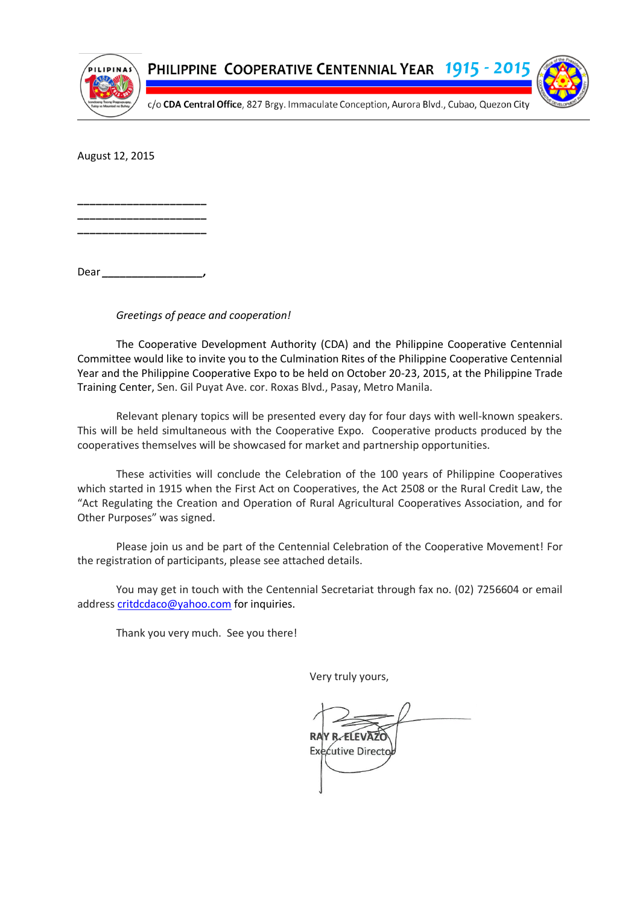# PHILIPPINE COOPERATIVE CENTENNIAL YEAR 1915 - 2015

c/o **CDA Central Office**, 827 Brgy. Immaculate Conception, Aurora Blvd., Cubao, Quezon City

August 12, 2015

_____________________
_____________________
_____________________

Dear _________________,

*Greetings of peace and cooperation!*

The Cooperative Development Authority (CDA) and the Philippine Cooperative Centennial Committee would like to invite you to the Culmination Rites of the Philippine Cooperative Centennial Year and the Philippine Cooperative Expo to be held on October 20-23, 2015, at the Philippine Trade Training Center, Sen. Gil Puyat Ave. cor. Roxas Blvd., Pasay, Metro Manila.

Relevant plenary topics will be presented every day for four days with well-known speakers. This will be held simultaneous with the Cooperative Expo. Cooperative products produced by the cooperatives themselves will be showcased for market and partnership opportunities.

These activities will conclude the Celebration of the 100 years of Philippine Cooperatives which started in 1915 when the First Act on Cooperatives, the Act 2508 or the Rural Credit Law, the "Act Regulating the Creation and Operation of Rural Agricultural Cooperatives Association, and for Other Purposes" was signed.

Please join us and be part of the Centennial Celebration of the Cooperative Movement! For the registration of participants, please see attached details.

You may get in touch with the Centennial Secretariat through fax no. (02) 7256604 or email address critdcdaco@yahoo.com for inquiries.

Thank you very much. See you there!

Very truly yours,

**RAY R. ELEVAZO**
Executive Director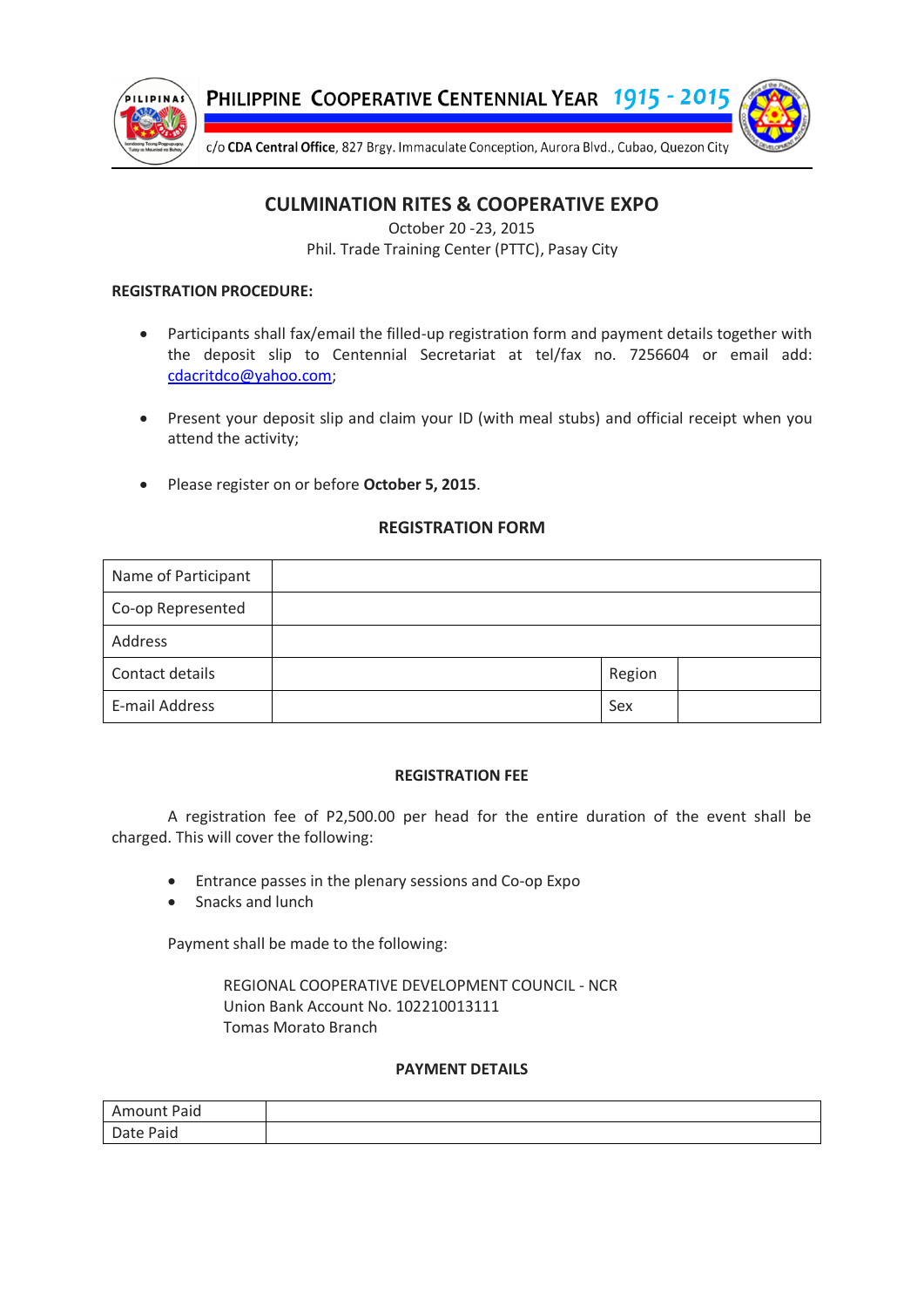PHILIPPINE COOPERATIVE CENTENNIAL YEAR 1915 - 2015

c/o **CDA Central Office**, 827 Brgy. Immaculate Conception, Aurora Blvd., Cubao, Quezon City

## CULMINATION RITES & COOPERATIVE EXPO

October 20 -23, 2015
Phil. Trade Training Center (PTTC), Pasay City

**REGISTRATION PROCEDURE:**

- Participants shall fax/email the filled-up registration form and payment details together with the deposit slip to Centennial Secretariat at tel/fax no. 7256604 or email add: cdacritdco@yahoo.com;
- Present your deposit slip and claim your ID (with meal stubs) and official receipt when you attend the activity;
- Please register on or before **October 5, 2015**.

### REGISTRATION FORM

| | | | |
|---|---|---|---|
| Name of Participant | | | |
| Co-op Represented | | | |
| Address | | | |
| Contact details | | Region | |
| E-mail Address | | Sex | |

**REGISTRATION FEE**

A registration fee of P2,500.00 per head for the entire duration of the event shall be charged. This will cover the following:

- Entrance passes in the plenary sessions and Co-op Expo
- Snacks and lunch

Payment shall be made to the following:

REGIONAL COOPERATIVE DEVELOPMENT COUNCIL - NCR
Union Bank Account No. 102210013111
Tomas Morato Branch

**PAYMENT DETAILS**

| | |
|---|---|
| Amount Paid | |
| Date Paid | |